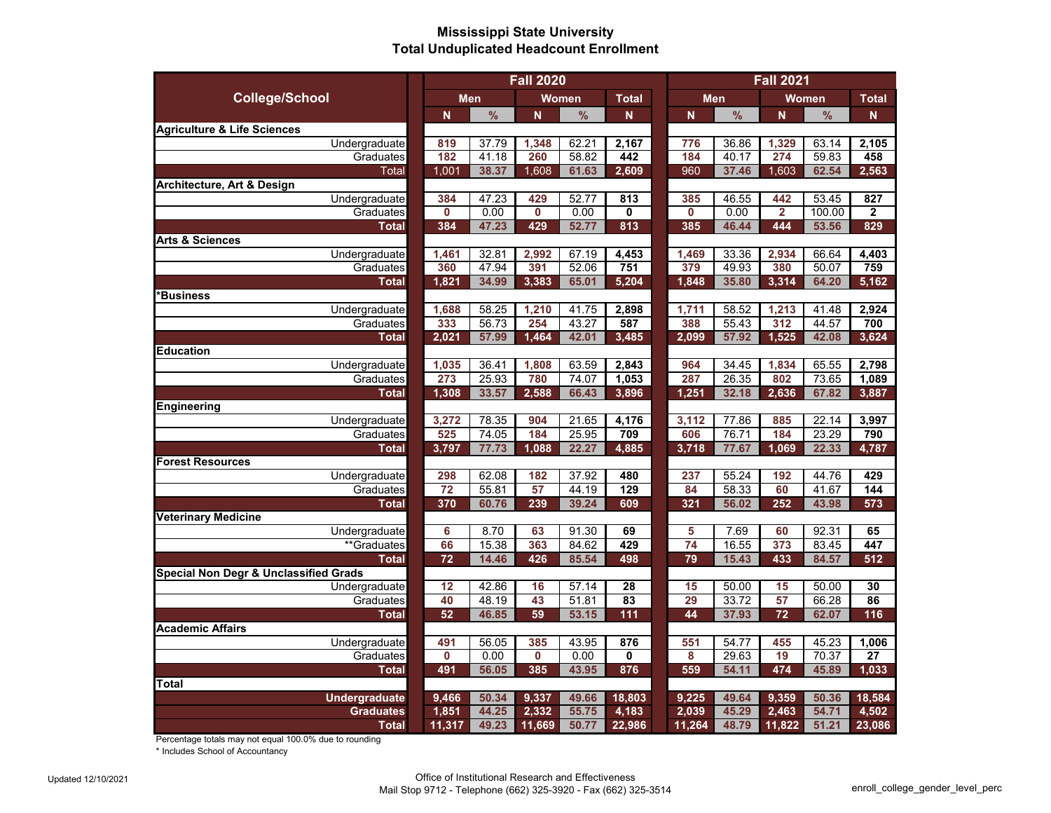# Mississippi State University
## Total Unduplicated Headcount Enrollment

| College/School | Fall 2020 | | | | | Fall 2021 | | | | |
|---|---|---|---|---|---|---|---|---|---|---|
| | Men | | Women | | Total | Men | | Women | | Total |
| | N | % | N | % | N | N | % | N | % | N |
| **Agriculture & Life Sciences** | | | | | | | | | | |
| Undergraduate | 819 | 37.79 | 1,348 | 62.21 | 2,167 | 776 | 36.86 | 1,329 | 63.14 | 2,105 |
| Graduates | 182 | 41.18 | 260 | 58.82 | 442 | 184 | 40.17 | 274 | 59.83 | 458 |
| Total | 1,001 | 38.37 | 1,608 | 61.63 | 2,609 | 960 | 37.46 | 1,603 | 62.54 | 2,563 |
| **Architecture, Art & Design** | | | | | | | | | | |
| Undergraduate | 384 | 47.23 | 429 | 52.77 | 813 | 385 | 46.55 | 442 | 53.45 | 827 |
| Graduates | 0 | 0.00 | 0 | 0.00 | 0 | 0 | 0.00 | 2 | 100.00 | 2 |
| Total | 384 | 47.23 | 429 | 52.77 | 813 | 385 | 46.44 | 444 | 53.56 | 829 |
| **Arts & Sciences** | | | | | | | | | | |
| Undergraduate | 1,461 | 32.81 | 2,992 | 67.19 | 4,453 | 1,469 | 33.36 | 2,934 | 66.64 | 4,403 |
| Graduates | 360 | 47.94 | 391 | 52.06 | 751 | 379 | 49.93 | 380 | 50.07 | 759 |
| Total | 1,821 | 34.99 | 3,383 | 65.01 | 5,204 | 1,848 | 35.80 | 3,314 | 64.20 | 5,162 |
| **\*Business** | | | | | | | | | | |
| Undergraduate | 1,688 | 58.25 | 1,210 | 41.75 | 2,898 | 1,711 | 58.52 | 1,213 | 41.48 | 2,924 |
| Graduates | 333 | 56.73 | 254 | 43.27 | 587 | 388 | 55.43 | 312 | 44.57 | 700 |
| Total | 2,021 | 57.99 | 1,464 | 42.01 | 3,485 | 2,099 | 57.92 | 1,525 | 42.08 | 3,624 |
| **Education** | | | | | | | | | | |
| Undergraduate | 1,035 | 36.41 | 1,808 | 63.59 | 2,843 | 964 | 34.45 | 1,834 | 65.55 | 2,798 |
| Graduates | 273 | 25.93 | 780 | 74.07 | 1,053 | 287 | 26.35 | 802 | 73.65 | 1,089 |
| Total | 1,308 | 33.57 | 2,588 | 66.43 | 3,896 | 1,251 | 32.18 | 2,636 | 67.82 | 3,887 |
| **Engineering** | | | | | | | | | | |
| Undergraduate | 3,272 | 78.35 | 904 | 21.65 | 4,176 | 3,112 | 77.86 | 885 | 22.14 | 3,997 |
| Graduates | 525 | 74.05 | 184 | 25.95 | 709 | 606 | 76.71 | 184 | 23.29 | 790 |
| Total | 3,797 | 77.73 | 1,088 | 22.27 | 4,885 | 3,718 | 77.67 | 1,069 | 22.33 | 4,787 |
| **Forest Resources** | | | | | | | | | | |
| Undergraduate | 298 | 62.08 | 182 | 37.92 | 480 | 237 | 55.24 | 192 | 44.76 | 429 |
| Graduates | 72 | 55.81 | 57 | 44.19 | 129 | 84 | 58.33 | 60 | 41.67 | 144 |
| Total | 370 | 60.76 | 239 | 39.24 | 609 | 321 | 56.02 | 252 | 43.98 | 573 |
| **Veterinary Medicine** | | | | | | | | | | |
| Undergraduate | 6 | 8.70 | 63 | 91.30 | 69 | 5 | 7.69 | 60 | 92.31 | 65 |
| \*\*Graduates | 66 | 15.38 | 363 | 84.62 | 429 | 74 | 16.55 | 373 | 83.45 | 447 |
| Total | 72 | 14.46 | 426 | 85.54 | 498 | 79 | 15.43 | 433 | 84.57 | 512 |
| **Special Non Degr & Unclassified Grads** | | | | | | | | | | |
| Undergraduate | 12 | 42.86 | 16 | 57.14 | 28 | 15 | 50.00 | 15 | 50.00 | 30 |
| Graduates | 40 | 48.19 | 43 | 51.81 | 83 | 29 | 33.72 | 57 | 66.28 | 86 |
| Total | 52 | 46.85 | 59 | 53.15 | 111 | 44 | 37.93 | 72 | 62.07 | 116 |
| **Academic Affairs** | | | | | | | | | | |
| Undergraduate | 491 | 56.05 | 385 | 43.95 | 876 | 551 | 54.77 | 455 | 45.23 | 1,006 |
| Graduates | 0 | 0.00 | 0 | 0.00 | 0 | 8 | 29.63 | 19 | 70.37 | 27 |
| Total | 491 | 56.05 | 385 | 43.95 | 876 | 559 | 54.11 | 474 | 45.89 | 1,033 |
| **Total** | | | | | | | | | | |
| Undergraduate | 9,466 | 50.34 | 9,337 | 49.66 | 18,803 | 9,225 | 49.64 | 9,359 | 50.36 | 18,584 |
| Graduates | 1,851 | 44.25 | 2,332 | 55.75 | 4,183 | 2,039 | 45.29 | 2,463 | 54.71 | 4,502 |
| Total | 11,317 | 49.23 | 11,669 | 50.77 | 22,986 | 11,264 | 48.79 | 11,822 | 51.21 | 23,086 |

Percentage totals may not equal 100.0% due to rounding

* Includes School of Accountancy

Updated 12/10/2021

Office of Institutional Research and Effectiveness
Mail Stop 9712 - Telephone (662) 325-3920 - Fax (662) 325-3514

enroll_college_gender_level_perc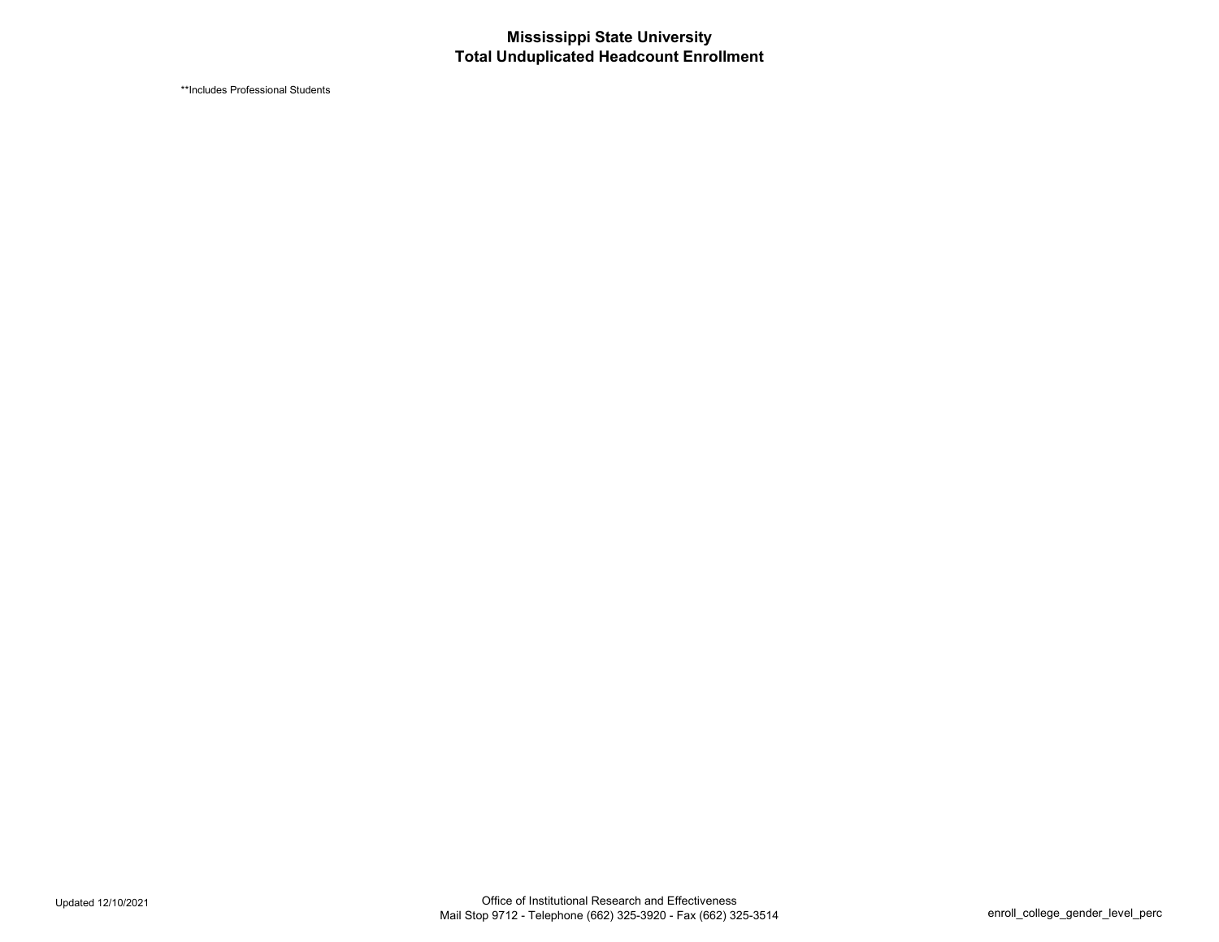**Includes Professional Students